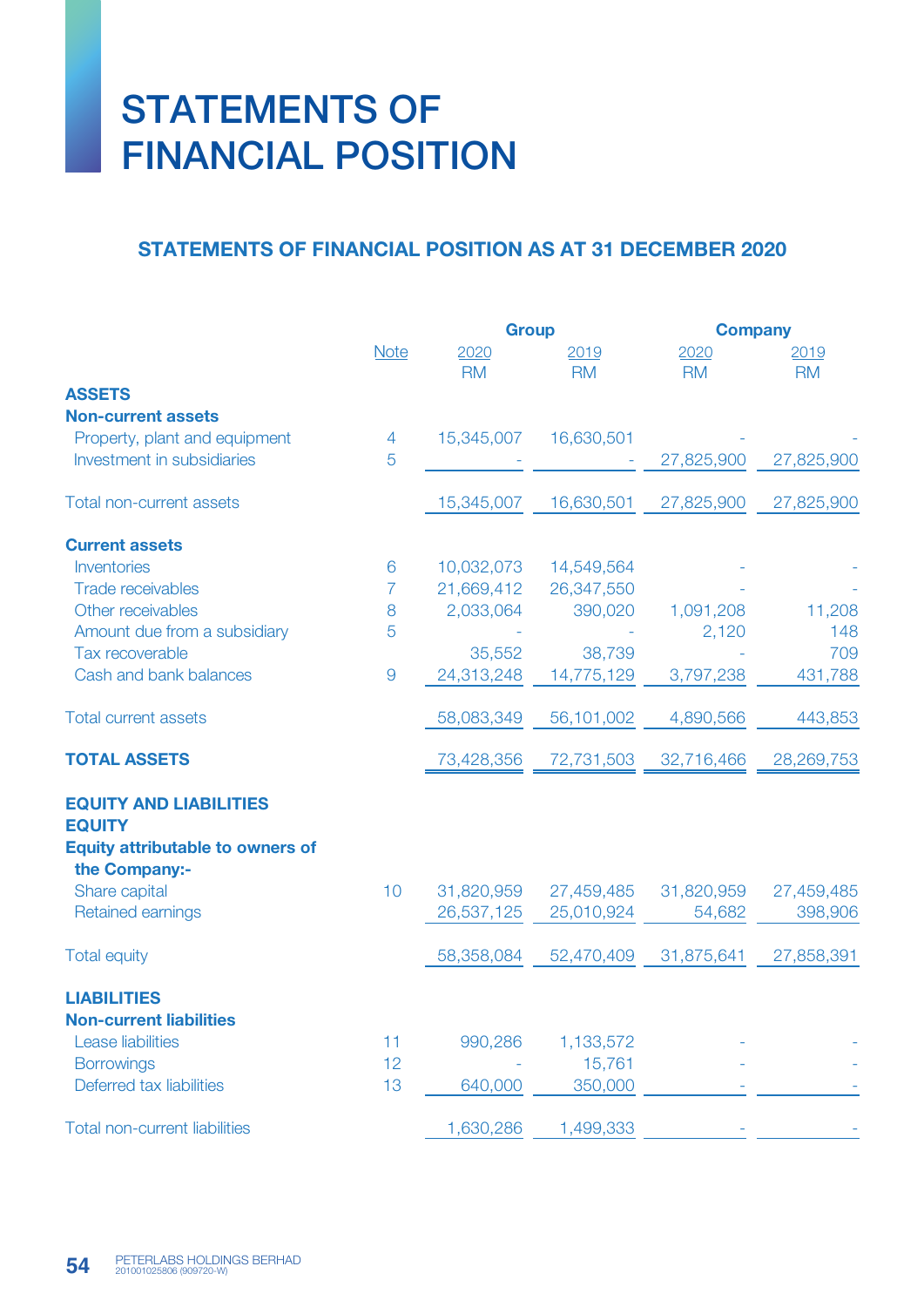# STATEMENTS OF FINANCIAL POSITION

## STATEMENTS OF FINANCIAL POSITION AS AT 31 DECEMBER 2020

| | Note | Group | | Company | |
|---|---|---|---|---|---|
| | | 2020 | 2019 | 2020 | 2019 |
| | | RM | RM | RM | RM |
| **ASSETS** | | | | | |
| **Non-current assets** | | | | | |
| Property, plant and equipment | 4 | 15,345,007 | 16,630,501 | - | - |
| Investment in subsidiaries | 5 | - | - | 27,825,900 | 27,825,900 |
| Total non-current assets | | 15,345,007 | 16,630,501 | 27,825,900 | 27,825,900 |
| **Current assets** | | | | | |
| Inventories | 6 | 10,032,073 | 14,549,564 | - | - |
| Trade receivables | 7 | 21,669,412 | 26,347,550 | - | - |
| Other receivables | 8 | 2,033,064 | 390,020 | 1,091,208 | 11,208 |
| Amount due from a subsidiary | 5 | - | - | 2,120 | 148 |
| Tax recoverable | | 35,552 | 38,739 | - | 709 |
| Cash and bank balances | 9 | 24,313,248 | 14,775,129 | 3,797,238 | 431,788 |
| Total current assets | | 58,083,349 | 56,101,002 | 4,890,566 | 443,853 |
| **TOTAL ASSETS** | | 73,428,356 | 72,731,503 | 32,716,466 | 28,269,753 |
| **EQUITY AND LIABILITIES** | | | | | |
| **EQUITY** | | | | | |
| **Equity attributable to owners of the Company:-** | | | | | |
| Share capital | 10 | 31,820,959 | 27,459,485 | 31,820,959 | 27,459,485 |
| Retained earnings | | 26,537,125 | 25,010,924 | 54,682 | 398,906 |
| Total equity | | 58,358,084 | 52,470,409 | 31,875,641 | 27,858,391 |
| **LIABILITIES** | | | | | |
| **Non-current liabilities** | | | | | |
| Lease liabilities | 11 | 990,286 | 1,133,572 | - | - |
| Borrowings | 12 | - | 15,761 | - | - |
| Deferred tax liabilities | 13 | 640,000 | 350,000 | - | - |
| Total non-current liabilities | | 1,630,286 | 1,499,333 | - | - |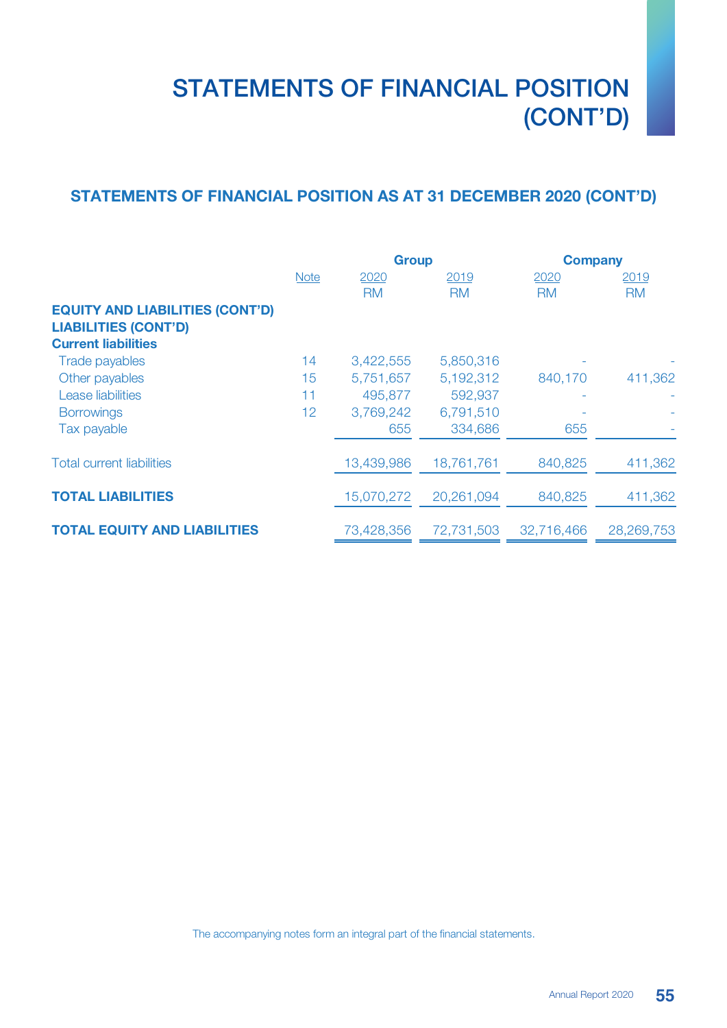# STATEMENTS OF FINANCIAL POSITION (CONT'D)

## STATEMENTS OF FINANCIAL POSITION AS AT 31 DECEMBER 2020 (CONT'D)

| | | Group | | Company | |
|---|---|---|---|---|---|
| | Note | 2020<br>RM | 2019<br>RM | 2020<br>RM | 2019<br>RM |
| **EQUITY AND LIABILITIES (CONT'D)** | | | | | |
| **LIABILITIES (CONT'D)** | | | | | |
| **Current liabilities** | | | | | |
| Trade payables | 14 | 3,422,555 | 5,850,316 | - | - |
| Other payables | 15 | 5,751,657 | 5,192,312 | 840,170 | 411,362 |
| Lease liabilities | 11 | 495,877 | 592,937 | - | - |
| Borrowings | 12 | 3,769,242 | 6,791,510 | - | - |
| Tax payable | | 655 | 334,686 | 655 | - |
| Total current liabilities | | 13,439,986 | 18,761,761 | 840,825 | 411,362 |
| **TOTAL LIABILITIES** | | 15,070,272 | 20,261,094 | 840,825 | 411,362 |
| **TOTAL EQUITY AND LIABILITIES** | | 73,428,356 | 72,731,503 | 32,716,466 | 28,269,753 |

The accompanying notes form an integral part of the financial statements.